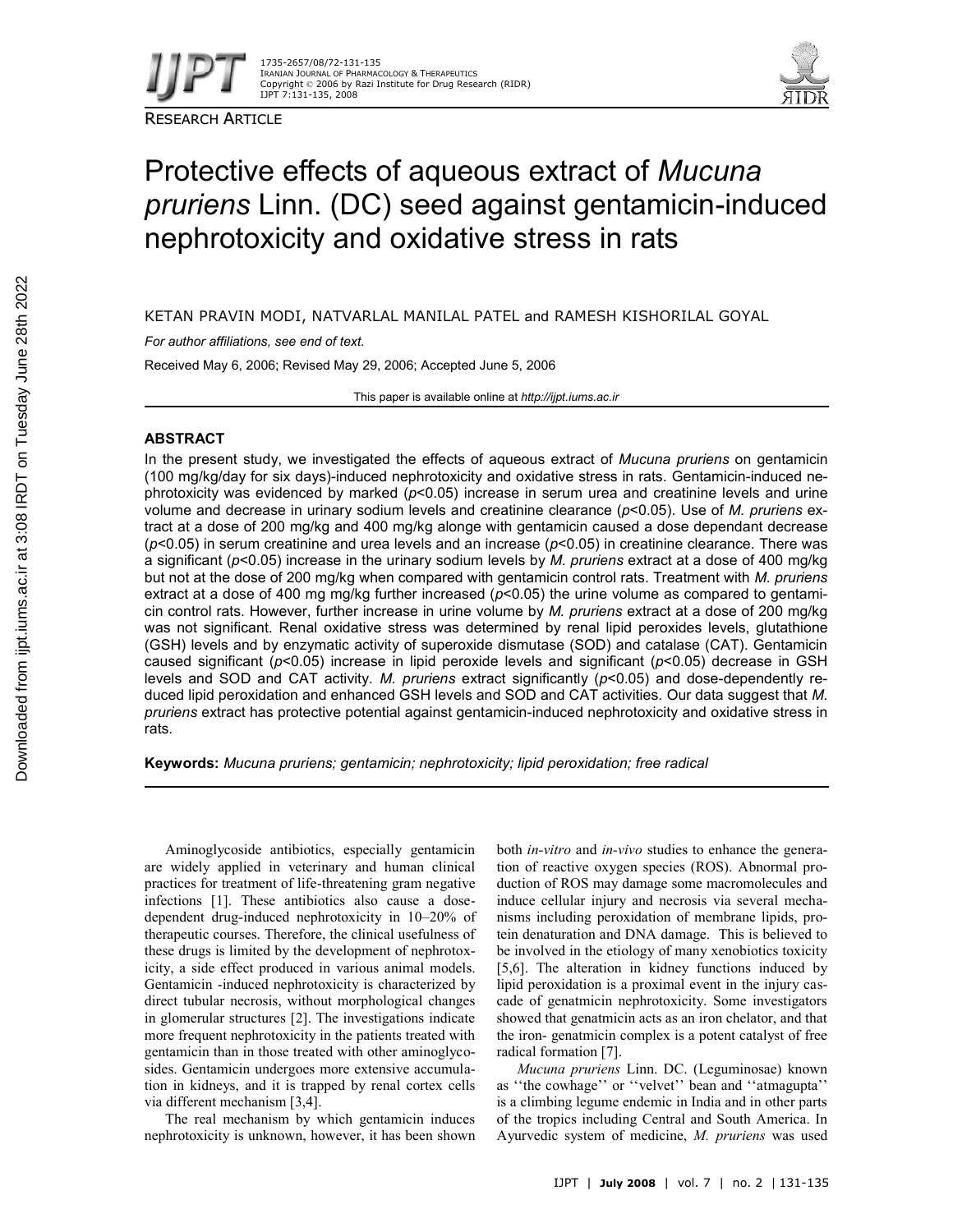RESEARCH ARTICLE

# Protective effects of aqueous extract of *Mucuna pruriens* Linn. (DC) seed against gentamicin-induced nephrotoxicity and oxidative stress in rats

KETAN PRAVIN MODI, NATVARLAL MANILAL PATEL and RAMESH KISHORILAL GOYAL

*For author affiliations, see end of text.*

Received May 6, 2006; Revised May 29, 2006; Accepted June 5, 2006

This paper is available online at *http://ijpt.iums.ac.ir*

## ABSTRACT

In the present study, we investigated the effects of aqueous extract of *Mucuna pruriens* on gentamicin (100 mg/kg/day for six days)-induced nephrotoxicity and oxidative stress in rats. Gentamicin-induced nephrotoxicity was evidenced by marked ($p<0.05$) increase in serum urea and creatinine levels and urine volume and decrease in urinary sodium levels and creatinine clearance ($p<0.05$). Use of *M. pruriens* extract at a dose of 200 mg/kg and 400 mg/kg alonge with gentamicin caused a dose dependant decrease ($p<0.05$) in serum creatinine and urea levels and an increase ($p<0.05$) in creatinine clearance. There was a significant ($p<0.05$) increase in the urinary sodium levels by *M. pruriens* extract at a dose of 400 mg/kg but not at the dose of 200 mg/kg when compared with gentamicin control rats. Treatment with *M. pruriens* extract at a dose of 400 mg mg/kg further increased ($p<0.05$) the urine volume as compared to gentamicin control rats. However, further increase in urine volume by *M. pruriens* extract at a dose of 200 mg/kg was not significant. Renal oxidative stress was determined by renal lipid peroxides levels, glutathione (GSH) levels and by enzymatic activity of superoxide dismutase (SOD) and catalase (CAT). Gentamicin caused significant ($p<0.05$) increase in lipid peroxide levels and significant ($p<0.05$) decrease in GSH levels and SOD and CAT activity. *M. pruriens* extract significantly ($p<0.05$) and dose-dependently reduced lipid peroxidation and enhanced GSH levels and SOD and CAT activities. Our data suggest that *M. pruriens* extract has protective potential against gentamicin-induced nephrotoxicity and oxidative stress in rats.

**Keywords:** *Mucuna pruriens; gentamicin; nephrotoxicity; lipid peroxidation; free radical*

Aminoglycoside antibiotics, especially gentamicin are widely applied in veterinary and human clinical practices for treatment of life-threatening gram negative infections [1]. These antibiotics also cause a dose-dependent drug-induced nephrotoxicity in 10–20% of therapeutic courses. Therefore, the clinical usefulness of these drugs is limited by the development of nephrotoxicity, a side effect produced in various animal models. Gentamicin -induced nephrotoxicity is characterized by direct tubular necrosis, without morphological changes in glomerular structures [2]. The investigations indicate more frequent nephrotoxicity in the patients treated with gentamicin than in those treated with other aminoglycosides. Gentamicin undergoes more extensive accumulation in kidneys, and it is trapped by renal cortex cells via different mechanism [3,4].

The real mechanism by which gentamicin induces nephrotoxicity is unknown, however, it has been shown both *in-vitro* and *in-vivo* studies to enhance the generation of reactive oxygen species (ROS). Abnormal production of ROS may damage some macromolecules and induce cellular injury and necrosis via several mechanisms including peroxidation of membrane lipids, protein denaturation and DNA damage. This is believed to be involved in the etiology of many xenobiotics toxicity [5,6]. The alteration in kidney functions induced by lipid peroxidation is a proximal event in the injury cascade of genatmicin nephrotoxicity. Some investigators showed that genatmicin acts as an iron chelator, and that the iron- genatmicin complex is a potent catalyst of free radical formation [7].

*Mucuna pruriens* Linn. DC. (Leguminosae) known as ''the cowhage'' or ''velvet'' bean and ''atmagupta'' is a climbing legume endemic in India and in other parts of the tropics including Central and South America. In Ayurvedic system of medicine, *M. pruriens* was used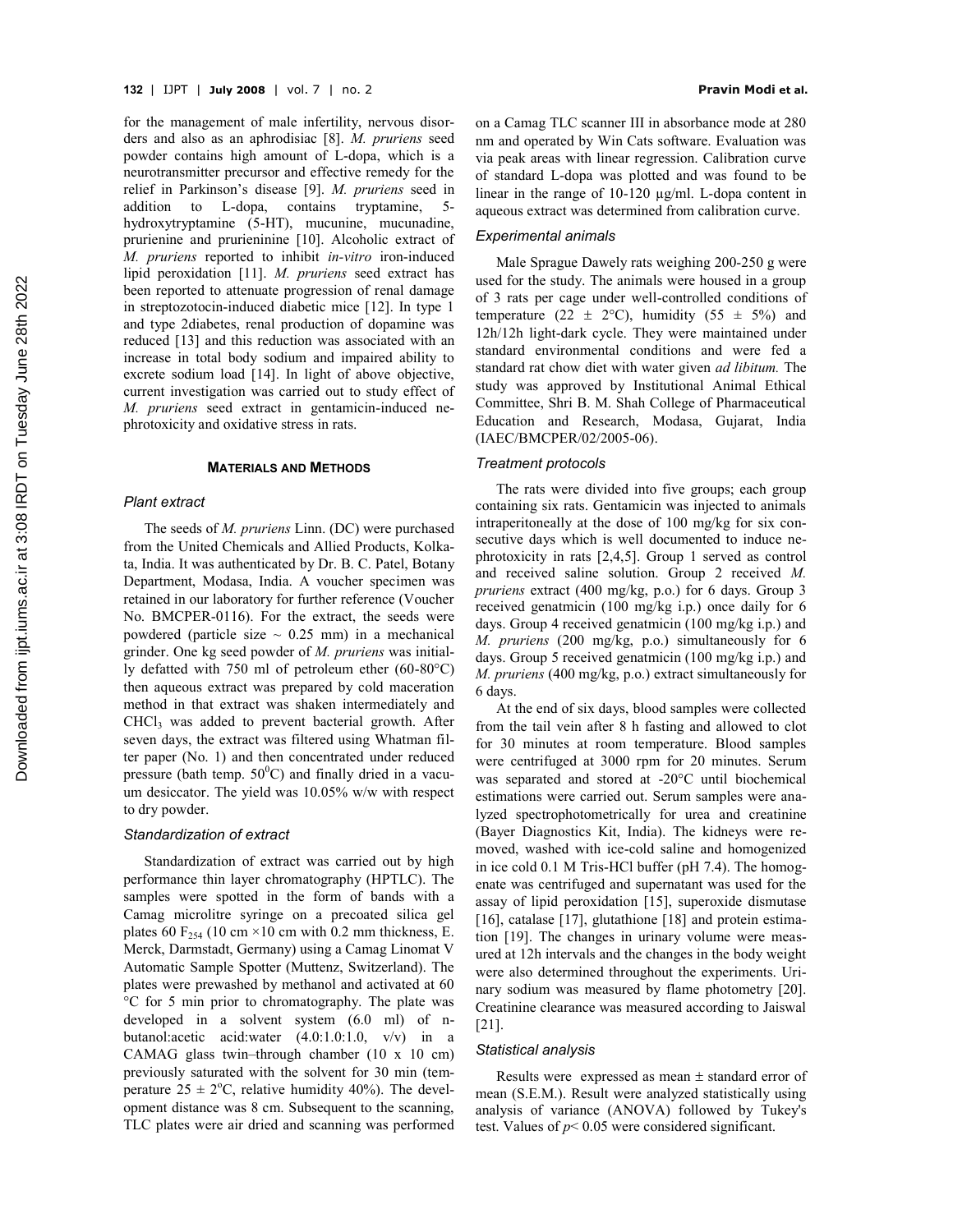for the management of male infertility, nervous disorders and also as an aphrodisiac [8]. *M. pruriens* seed powder contains high amount of L-dopa, which is a neurotransmitter precursor and effective remedy for the relief in Parkinson's disease [9]. *M. pruriens* seed in addition to L-dopa, contains tryptamine, 5-hydroxytryptamine (5-HT), mucunine, mucunadine, prurienine and prurieninine [10]. Alcoholic extract of *M. pruriens* reported to inhibit *in-vitro* iron-induced lipid peroxidation [11]. *M. pruriens* seed extract has been reported to attenuate progression of renal damage in streptozotocin-induced diabetic mice [12]. In type 1 and type 2diabetes, renal production of dopamine was reduced [13] and this reduction was associated with an increase in total body sodium and impaired ability to excrete sodium load [14]. In light of above objective, current investigation was carried out to study effect of *M. pruriens* seed extract in gentamicin-induced nephrotoxicity and oxidative stress in rats.

## MATERIALS AND METHODS

### *Plant extract*

The seeds of *M. pruriens* Linn. (DC) were purchased from the United Chemicals and Allied Products, Kolkata, India. It was authenticated by Dr. B. C. Patel, Botany Department, Modasa, India. A voucher specimen was retained in our laboratory for further reference (Voucher No. BMCPER-0116). For the extract, the seeds were powdered (particle size ~ 0.25 mm) in a mechanical grinder. One kg seed powder of *M. pruriens* was initially defatted with 750 ml of petroleum ether (60-80°C) then aqueous extract was prepared by cold maceration method in that extract was shaken intermediately and $CHCl_3$ was added to prevent bacterial growth. After seven days, the extract was filtered using Whatman filter paper (No. 1) and then concentrated under reduced pressure (bath temp. $50^0$C) and finally dried in a vacuum desiccator. The yield was 10.05% w/w with respect to dry powder.

### *Standardization of extract*

Standardization of extract was carried out by high performance thin layer chromatography (HPTLC). The samples were spotted in the form of bands with a Camag microlitre syringe on a precoated silica gel plates 60 $F_{254}$ (10 cm ×10 cm with 0.2 mm thickness, E. Merck, Darmstadt, Germany) using a Camag Linomat V Automatic Sample Spotter (Muttenz, Switzerland). The plates were prewashed by methanol and activated at 60 °C for 5 min prior to chromatography. The plate was developed in a solvent system (6.0 ml) of n-butanol:acetic acid:water (4.0:1.0:1.0, v/v) in a CAMAG glass twin–through chamber (10 x 10 cm) previously saturated with the solvent for 30 min (temperature 25 ± 2°C, relative humidity 40%). The development distance was 8 cm. Subsequent to the scanning, TLC plates were air dried and scanning was performed on a Camag TLC scanner III in absorbance mode at 280 nm and operated by Win Cats software. Evaluation was via peak areas with linear regression. Calibration curve of standard L-dopa was plotted and was found to be linear in the range of 10-120 µg/ml. L-dopa content in aqueous extract was determined from calibration curve.

### *Experimental animals*

Male Sprague Dawely rats weighing 200-250 g were used for the study. The animals were housed in a group of 3 rats per cage under well-controlled conditions of temperature (22 ± 2°C), humidity (55 ± 5%) and 12h/12h light-dark cycle. They were maintained under standard environmental conditions and were fed a standard rat chow diet with water given *ad libitum.* The study was approved by Institutional Animal Ethical Committee, Shri B. M. Shah College of Pharmaceutical Education and Research, Modasa, Gujarat, India (IAEC/BMCPER/02/2005-06).

### *Treatment protocols*

The rats were divided into five groups; each group containing six rats. Gentamicin was injected to animals intraperitoneally at the dose of 100 mg/kg for six consecutive days which is well documented to induce nephrotoxicity in rats [2,4,5]. Group 1 served as control and received saline solution. Group 2 received *M. pruriens* extract (400 mg/kg, p.o.) for 6 days. Group 3 received genatmicin (100 mg/kg i.p.) once daily for 6 days. Group 4 received genatmicin (100 mg/kg i.p.) and *M. pruriens* (200 mg/kg, p.o.) simultaneously for 6 days. Group 5 received genatmicin (100 mg/kg i.p.) and *M. pruriens* (400 mg/kg, p.o.) extract simultaneously for 6 days.

At the end of six days, blood samples were collected from the tail vein after 8 h fasting and allowed to clot for 30 minutes at room temperature. Blood samples were centrifuged at 3000 rpm for 20 minutes. Serum was separated and stored at -20°C until biochemical estimations were carried out. Serum samples were analyzed spectrophotometrically for urea and creatinine (Bayer Diagnostics Kit, India). The kidneys were removed, washed with ice-cold saline and homogenized in ice cold 0.1 M Tris-HCl buffer (pH 7.4). The homogenate was centrifuged and supernatant was used for the assay of lipid peroxidation [15], superoxide dismutase [16], catalase [17], glutathione [18] and protein estimation [19]. The changes in urinary volume were measured at 12h intervals and the changes in the body weight were also determined throughout the experiments. Urinary sodium was measured by flame photometry [20]. Creatinine clearance was measured according to Jaiswal [21].

### *Statistical analysis*

Results were expressed as mean ± standard error of mean (S.E.M.). Result were analyzed statistically using analysis of variance (ANOVA) followed by Tukey's test. Values of $p< 0.05$ were considered significant.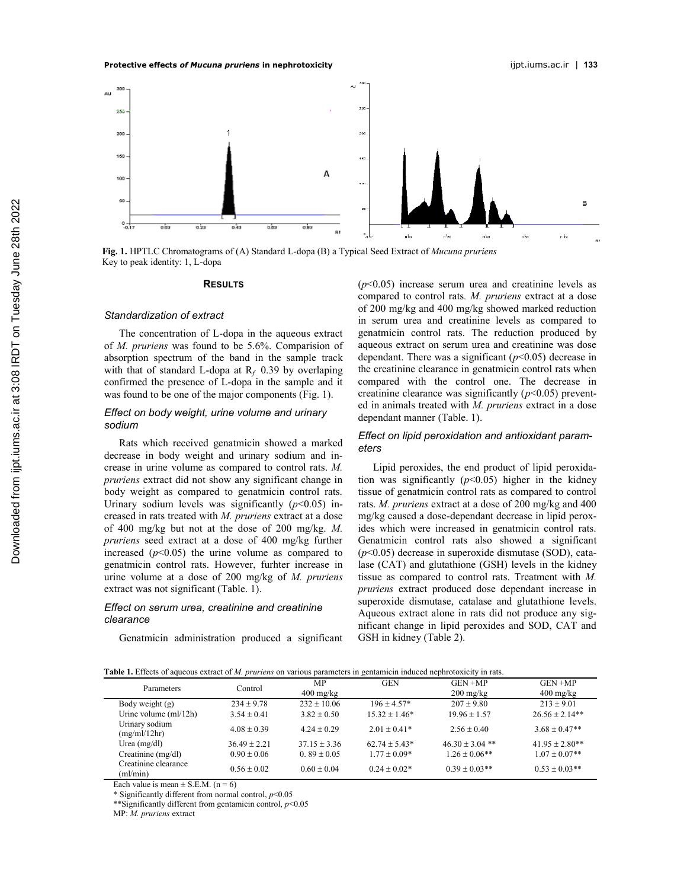Fig. 1. HPTLC Chromatograms of (A) Standard L-dopa (B) a Typical Seed Extract of *Mucuna pruriens*
Key to peak identity: 1, L-dopa

## RESULTS

### *Standardization of extract*

The concentration of L-dopa in the aqueous extract of *M. pruriens* was found to be 5.6%. Comparision of absorption spectrum of the band in the sample track with that of standard L-dopa at $R_f$ 0.39 by overlaping confirmed the presence of L-dopa in the sample and it was found to be one of the major components (Fig. 1).

### *Effect on body weight, urine volume and urinary sodium*

Rats which received genatmicin showed a marked decrease in body weight and urinary sodium and increase in urine volume as compared to control rats. *M. pruriens* extract did not show any significant change in body weight as compared to genatmicin control rats. Urinary sodium levels was significantly ($p$<0.05) increased in rats treated with *M. pruriens* extract at a dose of 400 mg/kg but not at the dose of 200 mg/kg. *M. pruriens* seed extract at a dose of 400 mg/kg further increased ($p$<0.05) the urine volume as compared to genatmicin control rats. However, furhter increase in urine volume at a dose of 200 mg/kg of *M. pruriens* extract was not significant (Table. 1).

### *Effect on serum urea, creatinine and creatinine clearance*

Genatmicin administration produced a significant ($p$<0.05) increase serum urea and creatinine levels as compared to control rats. *M. pruriens* extract at a dose of 200 mg/kg and 400 mg/kg showed marked reduction in serum urea and creatinine levels as compared to genatmicin control rats. The reduction produced by aqueous extract on serum urea and creatinine was dose dependant. There was a significant ($p$<0.05) decrease in the creatinine clearance in genatmicin control rats when compared with the control one. The decrease in creatinine clearance was significantly ($p$<0.05) prevented in animals treated with *M. pruriens* extract in a dose dependant manner (Table. 1).

### *Effect on lipid peroxidation and antioxidant parameters*

Lipid peroxides, the end product of lipid peroxidation was significantly ($p$<0.05) higher in the kidney tissue of genatmicin control rats as compared to control rats. *M. pruriens* extract at a dose of 200 mg/kg and 400 mg/kg caused a dose-dependant decrease in lipid peroxides which were increased in genatmicin control rats. Genatmicin control rats also showed a significant ($p$<0.05) decrease in superoxide dismutase (SOD), catalase (CAT) and glutathione (GSH) levels in the kidney tissue as compared to control rats. Treatment with *M. pruriens* extract produced dose dependant increase in superoxide dismutase, catalase and glutathione levels. Aqueous extract alone in rats did not produce any significant change in lipid peroxides and SOD, CAT and GSH in kidney (Table 2).

**Table 1.** Effects of aqueous extract of *M. pruriens* on various parameters in gentamicin induced nephrotoxicity in rats.

| Parameters | Control | MP 400 mg/kg | GEN | GEN +MP 200 mg/kg | GEN +MP 400 mg/kg |
|---|---|---|---|---|---|
| Body weight (g) | 234 ± 9.78 | 232 ± 10.06 | 196 ± 4.57* | 207 ± 9.80 | 213 ± 9.01 |
| Urine volume (ml/12h) | 3.54 ± 0.41 | 3.82 ± 0.50 | 15.32 ± 1.46* | 19.96 ± 1.57 | 26.56 ± 2.14** |
| Urinary sodium (mg/ml/12hr) | 4.08 ± 0.39 | 4.24 ± 0.29 | 2.01 ± 0.41* | 2.56 ± 0.40 | 3.68 ± 0.47** |
| Urea (mg/dl) | 36.49 ± 2.21 | 37.15 ± 3.36 | 62.74 ± 5.43* | 46.30 ± 3.04 ** | 41.95 ± 2.80** |
| Creatinine (mg/dl) | 0.90 ± 0.06 | 0. 89 ± 0.05 | 1.77 ± 0.09* | 1.26 ± 0.06** | 1.07 ± 0.07** |
| Creatinine clearance (ml/min) | 0.56 ± 0.02 | 0.60 ± 0.04 | 0.24 ± 0.02* | 0.39 ± 0.03** | 0.53 ± 0.03** |

Each value is mean ± S.E.M. (n = 6)
\* Significantly different from normal control, $p$<0.05
\*\*Significantly different from gentamicin control, $p$<0.05
MP: *M. pruriens* extract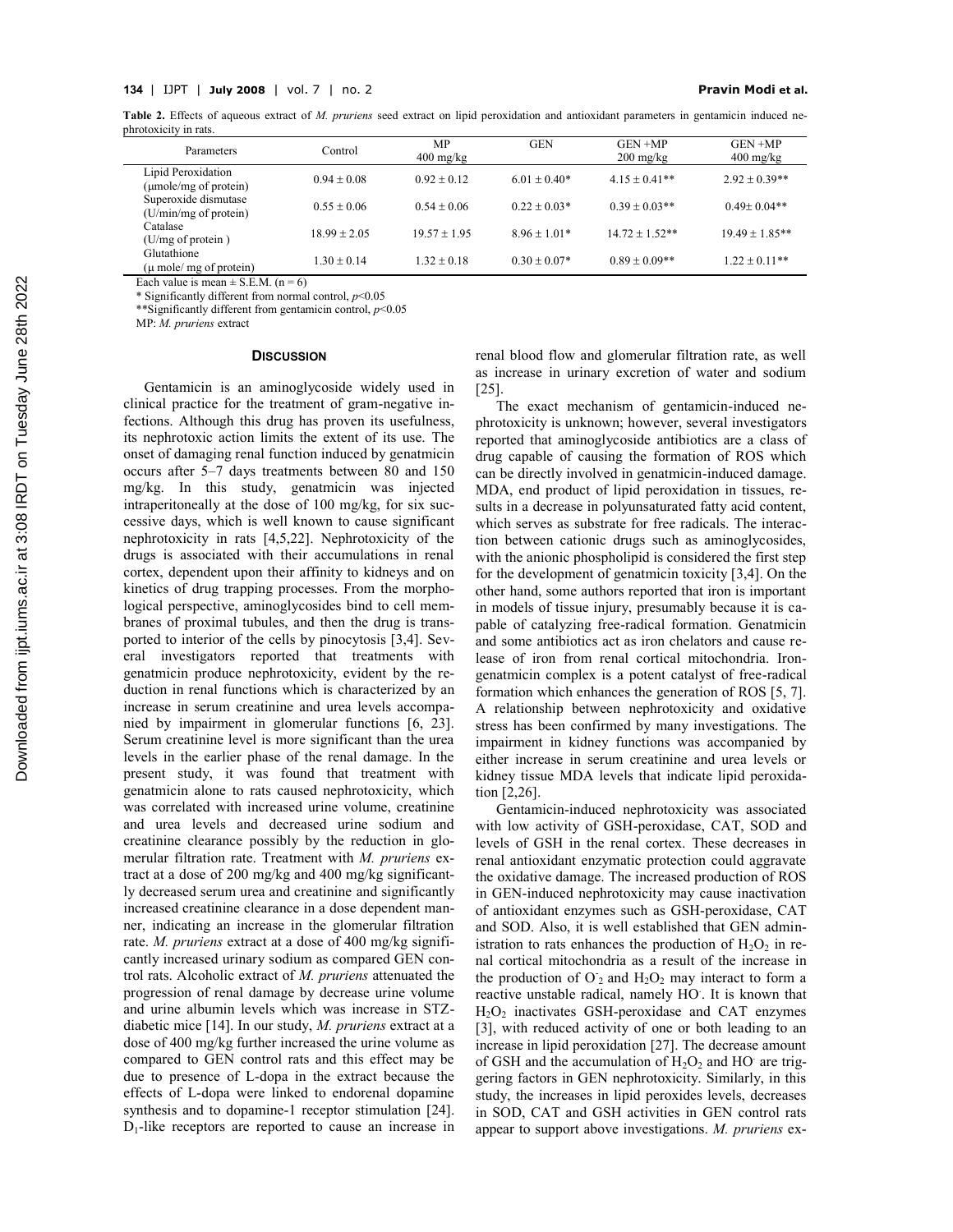**Table 2.** Effects of aqueous extract of *M. pruriens* seed extract on lipid peroxidation and antioxidant parameters in gentamicin induced nephrotoxicity in rats.

| Parameters | Control | MP 400 mg/kg | GEN | GEN +MP 200 mg/kg | GEN +MP 400 mg/kg |
|---|---|---|---|---|---|
| Lipid Peroxidation (μmole/mg of protein) | 0.94 ± 0.08 | 0.92 ± 0.12 | 6.01 ± 0.40* | 4.15 ± 0.41** | 2.92 ± 0.39** |
| Superoxide dismutase (U/min/mg of protein) | 0.55 ± 0.06 | 0.54 ± 0.06 | 0.22 ± 0.03* | 0.39 ± 0.03** | 0.49± 0.04** |
| Catalase (U/mg of protein ) | 18.99 ± 2.05 | 19.57 ± 1.95 | 8.96 ± 1.01* | 14.72 ± 1.52** | 19.49 ± 1.85** |
| Glutathione (μ mole/ mg of protein) | 1.30 ± 0.14 | 1.32 ± 0.18 | 0.30 ± 0.07* | 0.89 ± 0.09** | 1.22 ± 0.11** |

Each value is mean ± S.E.M. (n = 6)

\* Significantly different from normal control, $p<0.05$

\*\*Significantly different from gentamicin control, $p<0.05$

MP: *M. pruriens* extract

## DISCUSSION

Gentamicin is an aminoglycoside widely used in clinical practice for the treatment of gram-negative infections. Although this drug has proven its usefulness, its nephrotoxic action limits the extent of its use. The onset of damaging renal function induced by genatmicin occurs after 5–7 days treatments between 80 and 150 mg/kg. In this study, genatmicin was injected intraperitoneally at the dose of 100 mg/kg, for six successive days, which is well known to cause significant nephrotoxicity in rats [4,5,22]. Nephrotoxicity of the drugs is associated with their accumulations in renal cortex, dependent upon their affinity to kidneys and on kinetics of drug trapping processes. From the morphological perspective, aminoglycosides bind to cell membranes of proximal tubules, and then the drug is transported to interior of the cells by pinocytosis [3,4]. Several investigators reported that treatments with genatmicin produce nephrotoxicity, evident by the reduction in renal functions which is characterized by an increase in serum creatinine and urea levels accompanied by impairment in glomerular functions [6, 23]. Serum creatinine level is more significant than the urea levels in the earlier phase of the renal damage. In the present study, it was found that treatment with genatmicin alone to rats caused nephrotoxicity, which was correlated with increased urine volume, creatinine and urea levels and decreased urine sodium and creatinine clearance possibly by the reduction in glomerular filtration rate. Treatment with *M. pruriens* extract at a dose of 200 mg/kg and 400 mg/kg significantly decreased serum urea and creatinine and significantly increased creatinine clearance in a dose dependent manner, indicating an increase in the glomerular filtration rate. *M. pruriens* extract at a dose of 400 mg/kg significantly increased urinary sodium as compared GEN control rats. Alcoholic extract of *M. pruriens* attenuated the progression of renal damage by decrease urine volume and urine albumin levels which was increase in STZ-diabetic mice [14]. In our study, *M. pruriens* extract at a dose of 400 mg/kg further increased the urine volume as compared to GEN control rats and this effect may be due to presence of L-dopa in the extract because the effects of L-dopa were linked to endorenal dopamine synthesis and to dopamine-1 receptor stimulation [24]. $D_1$-like receptors are reported to cause an increase in renal blood flow and glomerular filtration rate, as well as increase in urinary excretion of water and sodium [25].

The exact mechanism of gentamicin-induced nephrotoxicity is unknown; however, several investigators reported that aminoglycoside antibiotics are a class of drug capable of causing the formation of ROS which can be directly involved in genatmicin-induced damage. MDA, end product of lipid peroxidation in tissues, results in a decrease in polyunsaturated fatty acid content, which serves as substrate for free radicals. The interaction between cationic drugs such as aminoglycosides, with the anionic phospholipid is considered the first step for the development of genatmicin toxicity [3,4]. On the other hand, some authors reported that iron is important in models of tissue injury, presumably because it is capable of catalyzing free-radical formation. Genatmicin and some antibiotics act as iron chelators and cause release of iron from renal cortical mitochondria. Iron-genatmicin complex is a potent catalyst of free-radical formation which enhances the generation of ROS [5, 7]. A relationship between nephrotoxicity and oxidative stress has been confirmed by many investigations. The impairment in kidney functions was accompanied by either increase in serum creatinine and urea levels or kidney tissue MDA levels that indicate lipid peroxidation [2,26].

Gentamicin-induced nephrotoxicity was associated with low activity of GSH-peroxidase, CAT, SOD and levels of GSH in the renal cortex. These decreases in renal antioxidant enzymatic protection could aggravate the oxidative damage. The increased production of ROS in GEN-induced nephrotoxicity may cause inactivation of antioxidant enzymes such as GSH-peroxidase, CAT and SOD. Also, it is well established that GEN administration to rats enhances the production of $H_2O_2$ in renal cortical mitochondria as a result of the increase in the production of $O^-_2$ and $H_2O_2$ may interact to form a reactive unstable radical, namely $HO^-$. It is known that $H_2O_2$ inactivates GSH-peroxidase and CAT enzymes [3], with reduced activity of one or both leading to an increase in lipid peroxidation [27]. The decrease amount of GSH and the accumulation of $H_2O_2$ and $HO^-$ are triggering factors in GEN nephrotoxicity. Similarly, in this study, the increases in lipid peroxides levels, decreases in SOD, CAT and GSH activities in GEN control rats appear to support above investigations. *M. pruriens* ex-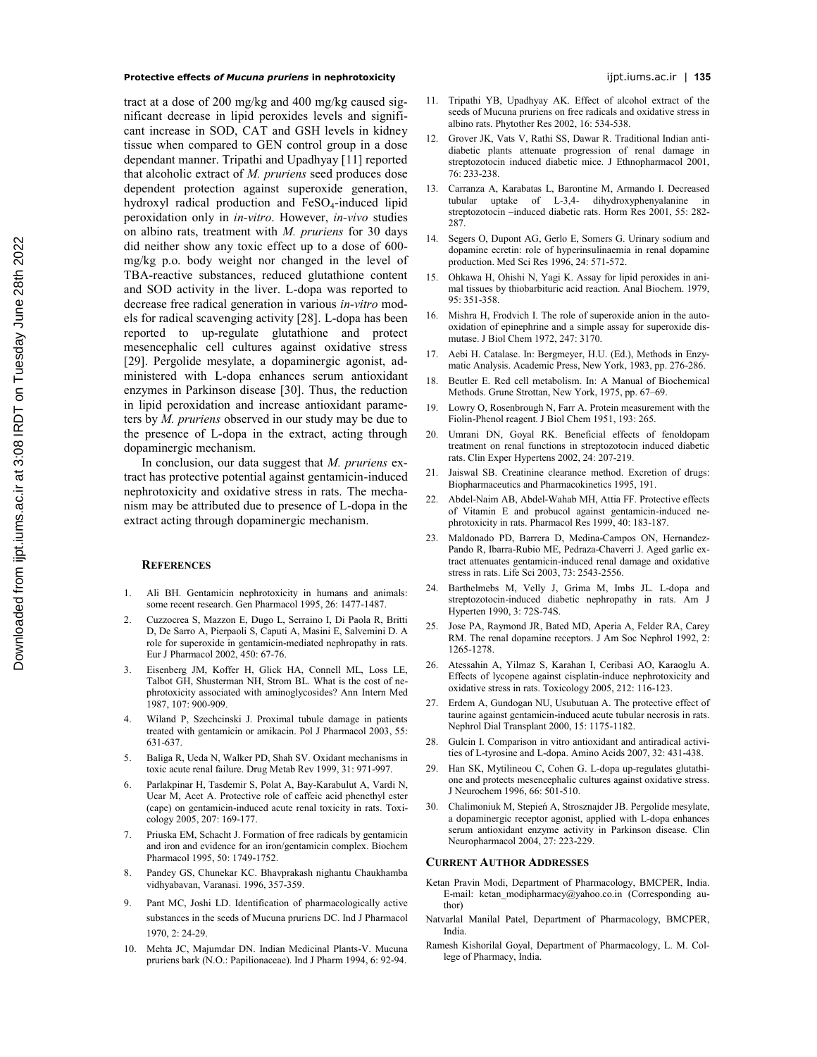tract at a dose of 200 mg/kg and 400 mg/kg caused significant decrease in lipid peroxides levels and significant increase in SOD, CAT and GSH levels in kidney tissue when compared to GEN control group in a dose dependant manner. Tripathi and Upadhyay [11] reported that alcoholic extract of *M. pruriens* seed produces dose dependent protection against superoxide generation, hydroxyl radical production and $FeSO_4$-induced lipid peroxidation only in *in-vitro*. However, *in-vivo* studies on albino rats, treatment with *M. pruriens* for 30 days did neither show any toxic effect up to a dose of 600-mg/kg p.o. body weight nor changed in the level of TBA-reactive substances, reduced glutathione content and SOD activity in the liver. L-dopa was reported to decrease free radical generation in various *in-vitro* models for radical scavenging activity [28]. L-dopa has been reported to up-regulate glutathione and protect mesencephalic cell cultures against oxidative stress [29]. Pergolide mesylate, a dopaminergic agonist, administered with L-dopa enhances serum antioxidant enzymes in Parkinson disease [30]. Thus, the reduction in lipid peroxidation and increase antioxidant parameters by *M. pruriens* observed in our study may be due to the presence of L-dopa in the extract, acting through dopaminergic mechanism.

In conclusion, our data suggest that *M. pruriens* extract has protective potential against gentamicin-induced nephrotoxicity and oxidative stress in rats. The mechanism may be attributed due to presence of L-dopa in the extract acting through dopaminergic mechanism.

## REFERENCES

1. Ali BH. Gentamicin nephrotoxicity in humans and animals: some recent research. Gen Pharmacol 1995, 26: 1477-1487.
2. Cuzzocrea S, Mazzon E, Dugo L, Serraino I, Di Paola R, Britti D, De Sarro A, Pierpaoli S, Caputi A, Masini E, Salvemini D. A role for superoxide in gentamicin-mediated nephropathy in rats. Eur J Pharmacol 2002, 450: 67-76.
3. Eisenberg JM, Koffer H, Glick HA, Connell ML, Loss LE, Talbot GH, Shusterman NH, Strom BL. What is the cost of nephrotoxicity associated with aminoglycosides? Ann Intern Med 1987, 107: 900-909.
4. Wiland P, Szechcinski J. Proximal tubule damage in patients treated with gentamicin or amikacin. Pol J Pharmacol 2003, 55: 631-637.
5. Baliga R, Ueda N, Walker PD, Shah SV. Oxidant mechanisms in toxic acute renal failure. Drug Metab Rev 1999, 31: 971-997.
6. Parlakpinar H, Tasdemir S, Polat A, Bay-Karabulut A, Vardi N, Ucar M, Acet A. Protective role of caffeic acid phenethyl ester (cape) on gentamicin-induced acute renal toxicity in rats. Toxicology 2005, 207: 169-177.
7. Priuska EM, Schacht J. Formation of free radicals by gentamicin and iron and evidence for an iron/gentamicin complex. Biochem Pharmacol 1995, 50: 1749-1752.
8. Pandey GS, Chunekar KC. Bhavprakash nighantu Chaukhamba vidhyabavan, Varanasi. 1996, 357-359.
9. Pant MC, Joshi LD. Identification of pharmacologically active substances in the seeds of Mucuna pruriens DC. Ind J Pharmacol 1970, 2: 24-29.
10. Mehta JC, Majumdar DN. Indian Medicinal Plants-V. Mucuna pruriens bark (N.O.: Papilionaceae). Ind J Pharm 1994, 6: 92-94.
11. Tripathi YB, Upadhyay AK. Effect of alcohol extract of the seeds of Mucuna pruriens on free radicals and oxidative stress in albino rats. Phytother Res 2002, 16: 534-538.
12. Grover JK, Vats V, Rathi SS, Dawar R. Traditional Indian anti-diabetic plants attenuate progression of renal damage in streptozotocin induced diabetic mice. J Ethnopharmacol 2001, 76: 233-238.
13. Carranza A, Karabatas L, Barontine M, Armando I. Decreased tubular uptake of L-3,4- dihydroxyphenyalanine in streptozotocin –induced diabetic rats. Horm Res 2001, 55: 282-287.
14. Segers O, Dupont AG, Gerlo E, Somers G. Urinary sodium and dopamine ecretin: role of hyperinsulinaemia in renal dopamine production. Med Sci Res 1996, 24: 571-572.
15. Ohkawa H, Ohishi N, Yagi K. Assay for lipid peroxides in animal tissues by thiobarbituric acid reaction. Anal Biochem. 1979, 95: 351-358.
16. Mishra H, Frodvich I. The role of superoxide anion in the autooxidation of epinephrine and a simple assay for superoxide dismutase. J Biol Chem 1972, 247: 3170.
17. Aebi H. Catalase. In: Bergmeyer, H.U. (Ed.), Methods in Enzymatic Analysis. Academic Press, New York, 1983, pp. 276-286.
18. Beutler E. Red cell metabolism. In: A Manual of Biochemical Methods. Grune Strottan, New York, 1975, pp. 67–69.
19. Lowry O, Rosenbrough N, Farr A. Protein measurement with the Fiolin-Phenol reagent. J Biol Chem 1951, 193: 265.
20. Umrani DN, Goyal RK. Beneficial effects of fenoldopam treatment on renal functions in streptozotocin induced diabetic rats. Clin Exper Hypertens 2002, 24: 207-219.
21. Jaiswal SB. Creatinine clearance method. Excretion of drugs: Biopharmaceutics and Pharmacokinetics 1995, 191.
22. Abdel-Naim AB, Abdel-Wahab MH, Attia FF. Protective effects of Vitamin E and probucol against gentamicin-induced nephrotoxicity in rats. Pharmacol Res 1999, 40: 183-187.
23. Maldonado PD, Barrera D, Medina-Campos ON, Hernandez-Pando R, Ibarra-Rubio ME, Pedraza-Chaverri J. Aged garlic extract attenuates gentamicin-induced renal damage and oxidative stress in rats. Life Sci 2003, 73: 2543-2556.
24. Barthelmebs M, Velly J, Grima M, Imbs JL. L-dopa and streptozotocin-induced diabetic nephropathy in rats. Am J Hyperten 1990, 3: 72S-74S.
25. Jose PA, Raymond JR, Bated MD, Aperia A, Felder RA, Carey RM. The renal dopamine receptors. J Am Soc Nephrol 1992, 2: 1265-1278.
26. Atessahin A, Yilmaz S, Karahan I, Ceribasi AO, Karaoglu A. Effects of lycopene against cisplatin-induce nephrotoxicity and oxidative stress in rats. Toxicology 2005, 212: 116-123.
27. Erdem A, Gundogan NU, Usubutuan A. The protective effect of taurine against gentamicin-induced acute tubular necrosis in rats. Nephrol Dial Transplant 2000, 15: 1175-1182.
28. Gulcin I. Comparison in vitro antioxidant and antiradical activities of L-tyrosine and L-dopa. Amino Acids 2007, 32: 431-438.
29. Han SK, Mytilineou C, Cohen G. L-dopa up-regulates glutathione and protects mesencephalic cultures against oxidative stress. J Neurochem 1996, 66: 501-510.
30. Chalimoniuk M, Stepień A, Strosznajder JB. Pergolide mesylate, a dopaminergic receptor agonist, applied with L-dopa enhances serum antioxidant enzyme activity in Parkinson disease. Clin Neuropharmacol 2004, 27: 223-229.

## CURRENT AUTHOR ADDRESSES

Ketan Pravin Modi, Department of Pharmacology, BMCPER, India. E-mail: ketan_modipharmacy@yahoo.co.in (Corresponding author)

Natvarlal Manilal Patel, Department of Pharmacology, BMCPER, India.

Ramesh Kishorilal Goyal, Department of Pharmacology, L. M. College of Pharmacy, India.